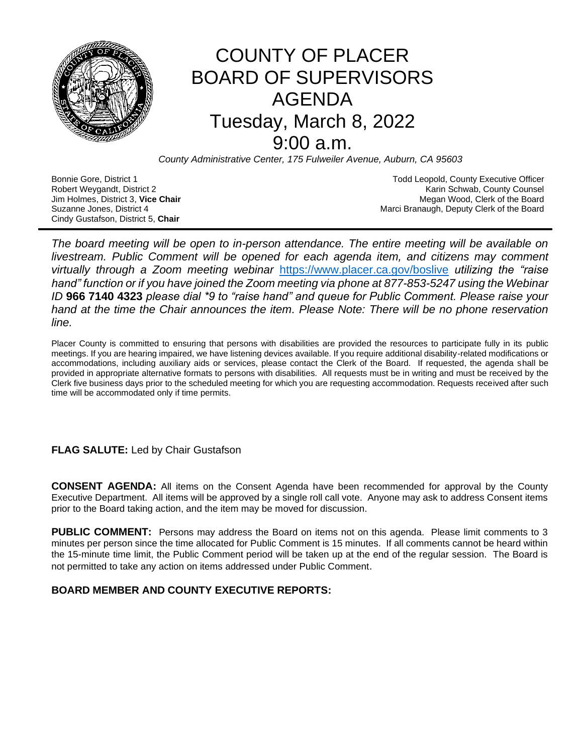# COUNTY OF PLACER
# BOARD OF SUPERVISORS
# AGENDA
## Tuesday, March 8, 2022
## 9:00 a.m.

*County Administrative Center, 175 Fulweiler Avenue, Auburn, CA 95603*

Bonnie Gore, District 1
Robert Weygandt, District 2
Jim Holmes, District 3, **Vice Chair**
Suzanne Jones, District 4
Cindy Gustafson, District 5, **Chair**

Todd Leopold, County Executive Officer
Karin Schwab, County Counsel
Megan Wood, Clerk of the Board
Marci Branaugh, Deputy Clerk of the Board

---

*The board meeting will be open to in-person attendance. The entire meeting will be available on livestream. Public Comment will be opened for each agenda item, and citizens may comment virtually through a Zoom meeting webinar* https://www.placer.ca.gov/boslive *utilizing the "raise hand" function or if you have joined the Zoom meeting via phone at 877-853-5247 using the Webinar ID* **966 7140 4323** *please dial \*9 to "raise hand" and queue for Public Comment. Please raise your hand at the time the Chair announces the item. Please Note: There will be no phone reservation line.*

Placer County is committed to ensuring that persons with disabilities are provided the resources to participate fully in its public meetings. If you are hearing impaired, we have listening devices available. If you require additional disability-related modifications or accommodations, including auxiliary aids or services, please contact the Clerk of the Board. If requested, the agenda shall be provided in appropriate alternative formats to persons with disabilities. All requests must be in writing and must be received by the Clerk five business days prior to the scheduled meeting for which you are requesting accommodation. Requests received after such time will be accommodated only if time permits.

**FLAG SALUTE:** Led by Chair Gustafson

**CONSENT AGENDA:** All items on the Consent Agenda have been recommended for approval by the County Executive Department. All items will be approved by a single roll call vote. Anyone may ask to address Consent items prior to the Board taking action, and the item may be moved for discussion.

**PUBLIC COMMENT:** Persons may address the Board on items not on this agenda. Please limit comments to 3 minutes per person since the time allocated for Public Comment is 15 minutes. If all comments cannot be heard within the 15-minute time limit, the Public Comment period will be taken up at the end of the regular session. The Board is not permitted to take any action on items addressed under Public Comment.

**BOARD MEMBER AND COUNTY EXECUTIVE REPORTS:**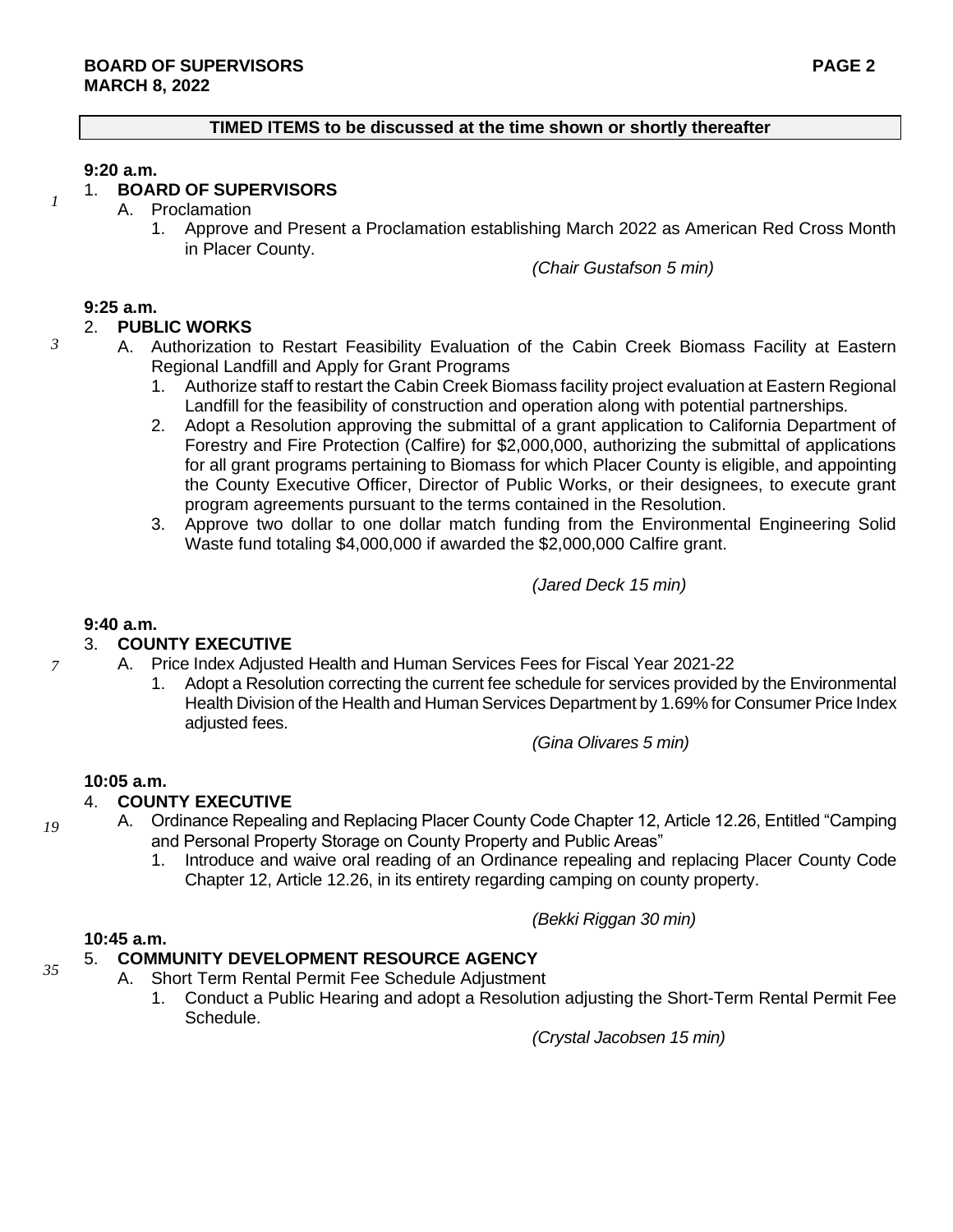**TIMED ITEMS to be discussed at the time shown or shortly thereafter**

**9:20 a.m.**

*1*

1. **BOARD OF SUPERVISORS**
   A. Proclamation
      1. Approve and Present a Proclamation establishing March 2022 as American Red Cross Month in Placer County.

   *(Chair Gustafson 5 min)*

**9:25 a.m.**

*3*

2. **PUBLIC WORKS**
   A. Authorization to Restart Feasibility Evaluation of the Cabin Creek Biomass Facility at Eastern Regional Landfill and Apply for Grant Programs
      1. Authorize staff to restart the Cabin Creek Biomass facility project evaluation at Eastern Regional Landfill for the feasibility of construction and operation along with potential partnerships.
      2. Adopt a Resolution approving the submittal of a grant application to California Department of Forestry and Fire Protection (Calfire) for $2,000,000, authorizing the submittal of applications for all grant programs pertaining to Biomass for which Placer County is eligible, and appointing the County Executive Officer, Director of Public Works, or their designees, to execute grant program agreements pursuant to the terms contained in the Resolution.
      3. Approve two dollar to one dollar match funding from the Environmental Engineering Solid Waste fund totaling $4,000,000 if awarded the $2,000,000 Calfire grant.

   *(Jared Deck 15 min)*

**9:40 a.m.**

*7*

3. **COUNTY EXECUTIVE**
   A. Price Index Adjusted Health and Human Services Fees for Fiscal Year 2021-22
      1. Adopt a Resolution correcting the current fee schedule for services provided by the Environmental Health Division of the Health and Human Services Department by 1.69% for Consumer Price Index adjusted fees.

   *(Gina Olivares 5 min)*

**10:05 a.m.**

*19*

4. **COUNTY EXECUTIVE**
   A. Ordinance Repealing and Replacing Placer County Code Chapter 12, Article 12.26, Entitled "Camping and Personal Property Storage on County Property and Public Areas"
      1. Introduce and waive oral reading of an Ordinance repealing and replacing Placer County Code Chapter 12, Article 12.26, in its entirety regarding camping on county property.

   *(Bekki Riggan 30 min)*

**10:45 a.m.**

*35*

5. **COMMUNITY DEVELOPMENT RESOURCE AGENCY**
   A. Short Term Rental Permit Fee Schedule Adjustment
      1. Conduct a Public Hearing and adopt a Resolution adjusting the Short-Term Rental Permit Fee Schedule.

   *(Crystal Jacobsen 15 min)*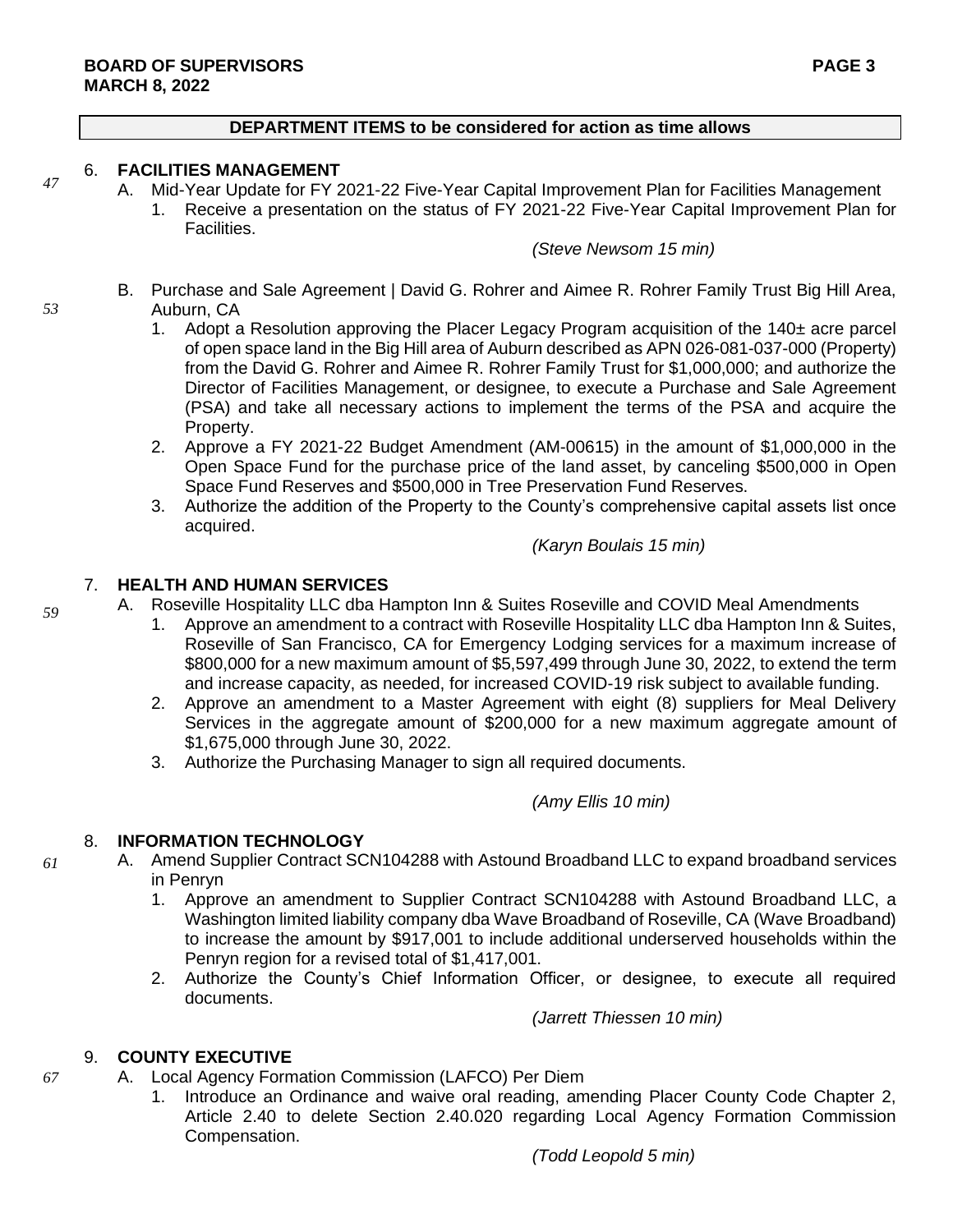## DEPARTMENT ITEMS to be considered for action as time allows

6. **FACILITIES MANAGEMENT**

47

   A. Mid-Year Update for FY 2021-22 Five-Year Capital Improvement Plan for Facilities Management
      1. Receive a presentation on the status of FY 2021-22 Five-Year Capital Improvement Plan for Facilities.

      *(Steve Newsom 15 min)*

53

   B. Purchase and Sale Agreement | David G. Rohrer and Aimee R. Rohrer Family Trust Big Hill Area, Auburn, CA
      1. Adopt a Resolution approving the Placer Legacy Program acquisition of the 140± acre parcel of open space land in the Big Hill area of Auburn described as APN 026-081-037-000 (Property) from the David G. Rohrer and Aimee R. Rohrer Family Trust for $1,000,000; and authorize the Director of Facilities Management, or designee, to execute a Purchase and Sale Agreement (PSA) and take all necessary actions to implement the terms of the PSA and acquire the Property.
      2. Approve a FY 2021-22 Budget Amendment (AM-00615) in the amount of $1,000,000 in the Open Space Fund for the purchase price of the land asset, by canceling $500,000 in Open Space Fund Reserves and $500,000 in Tree Preservation Fund Reserves.
      3. Authorize the addition of the Property to the County's comprehensive capital assets list once acquired.

      *(Karyn Boulais 15 min)*

7. **HEALTH AND HUMAN SERVICES**

59

   A. Roseville Hospitality LLC dba Hampton Inn & Suites Roseville and COVID Meal Amendments
      1. Approve an amendment to a contract with Roseville Hospitality LLC dba Hampton Inn & Suites, Roseville of San Francisco, CA for Emergency Lodging services for a maximum increase of $800,000 for a new maximum amount of $5,597,499 through June 30, 2022, to extend the term and increase capacity, as needed, for increased COVID-19 risk subject to available funding.
      2. Approve an amendment to a Master Agreement with eight (8) suppliers for Meal Delivery Services in the aggregate amount of $200,000 for a new maximum aggregate amount of $1,675,000 through June 30, 2022.
      3. Authorize the Purchasing Manager to sign all required documents.

      *(Amy Ellis 10 min)*

8. **INFORMATION TECHNOLOGY**

61

   A. Amend Supplier Contract SCN104288 with Astound Broadband LLC to expand broadband services in Penryn
      1. Approve an amendment to Supplier Contract SCN104288 with Astound Broadband LLC, a Washington limited liability company dba Wave Broadband of Roseville, CA (Wave Broadband) to increase the amount by $917,001 to include additional underserved households within the Penryn region for a revised total of $1,417,001.
      2. Authorize the County's Chief Information Officer, or designee, to execute all required documents.

      *(Jarrett Thiessen 10 min)*

9. **COUNTY EXECUTIVE**

67

   A. Local Agency Formation Commission (LAFCO) Per Diem
      1. Introduce an Ordinance and waive oral reading, amending Placer County Code Chapter 2, Article 2.40 to delete Section 2.40.020 regarding Local Agency Formation Commission Compensation.

      *(Todd Leopold 5 min)*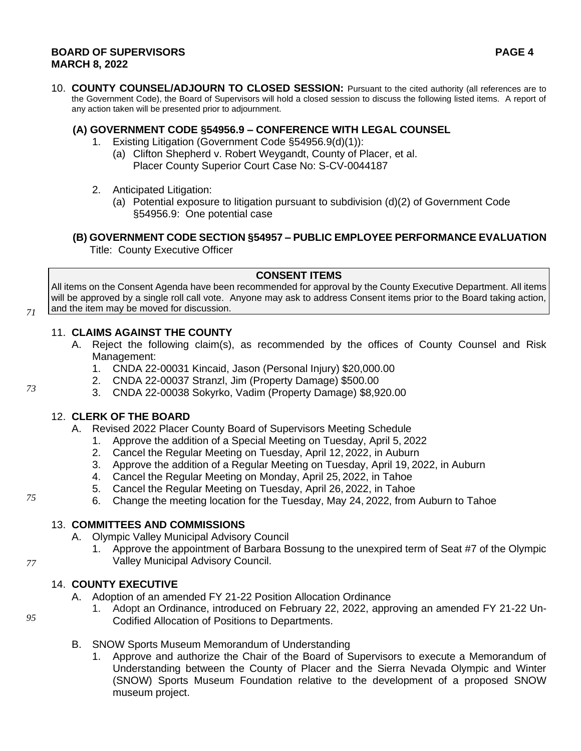10. **COUNTY COUNSEL/ADJOURN TO CLOSED SESSION:** Pursuant to the cited authority (all references are to the Government Code), the Board of Supervisors will hold a closed session to discuss the following listed items. A report of any action taken will be presented prior to adjournment.

### (A) GOVERNMENT CODE §54956.9 – CONFERENCE WITH LEGAL COUNSEL

1. Existing Litigation (Government Code §54956.9(d)(1)):
   (a) Clifton Shepherd v. Robert Weygandt, County of Placer, et al.
   Placer County Superior Court Case No: S-CV-0044187

2. Anticipated Litigation:
   (a) Potential exposure to litigation pursuant to subdivision (d)(2) of Government Code §54956.9: One potential case

### (B) GOVERNMENT CODE SECTION §54957 – PUBLIC EMPLOYEE PERFORMANCE EVALUATION

Title: County Executive Officer

## CONSENT ITEMS

All items on the Consent Agenda have been recommended for approval by the County Executive Department. All items will be approved by a single roll call vote. Anyone may ask to address Consent items prior to the Board taking action, and the item may be moved for discussion.

71

11. **CLAIMS AGAINST THE COUNTY**
    A. Reject the following claim(s), as recommended by the offices of County Counsel and Risk Management:
       1. CNDA 22-00031 Kincaid, Jason (Personal Injury) $20,000.00
       2. CNDA 22-00037 Stranzl, Jim (Property Damage) $500.00
       3. CNDA 22-00038 Sokyrko, Vadim (Property Damage) $8,920.00

73

12. **CLERK OF THE BOARD**
    A. Revised 2022 Placer County Board of Supervisors Meeting Schedule
       1. Approve the addition of a Special Meeting on Tuesday, April 5, 2022
       2. Cancel the Regular Meeting on Tuesday, April 12, 2022, in Auburn
       3. Approve the addition of a Regular Meeting on Tuesday, April 19, 2022, in Auburn
       4. Cancel the Regular Meeting on Monday, April 25, 2022, in Tahoe
       5. Cancel the Regular Meeting on Tuesday, April 26, 2022, in Tahoe
       6. Change the meeting location for the Tuesday, May 24, 2022, from Auburn to Tahoe

75

13. **COMMITTEES AND COMMISSIONS**
    A. Olympic Valley Municipal Advisory Council
       1. Approve the appointment of Barbara Bossung to the unexpired term of Seat #7 of the Olympic Valley Municipal Advisory Council.

77

14. **COUNTY EXECUTIVE**
    A. Adoption of an amended FY 21-22 Position Allocation Ordinance
       1. Adopt an Ordinance, introduced on February 22, 2022, approving an amended FY 21-22 Un-Codified Allocation of Positions to Departments.

95

    B. SNOW Sports Museum Memorandum of Understanding
       1. Approve and authorize the Chair of the Board of Supervisors to execute a Memorandum of Understanding between the County of Placer and the Sierra Nevada Olympic and Winter (SNOW) Sports Museum Foundation relative to the development of a proposed SNOW museum project.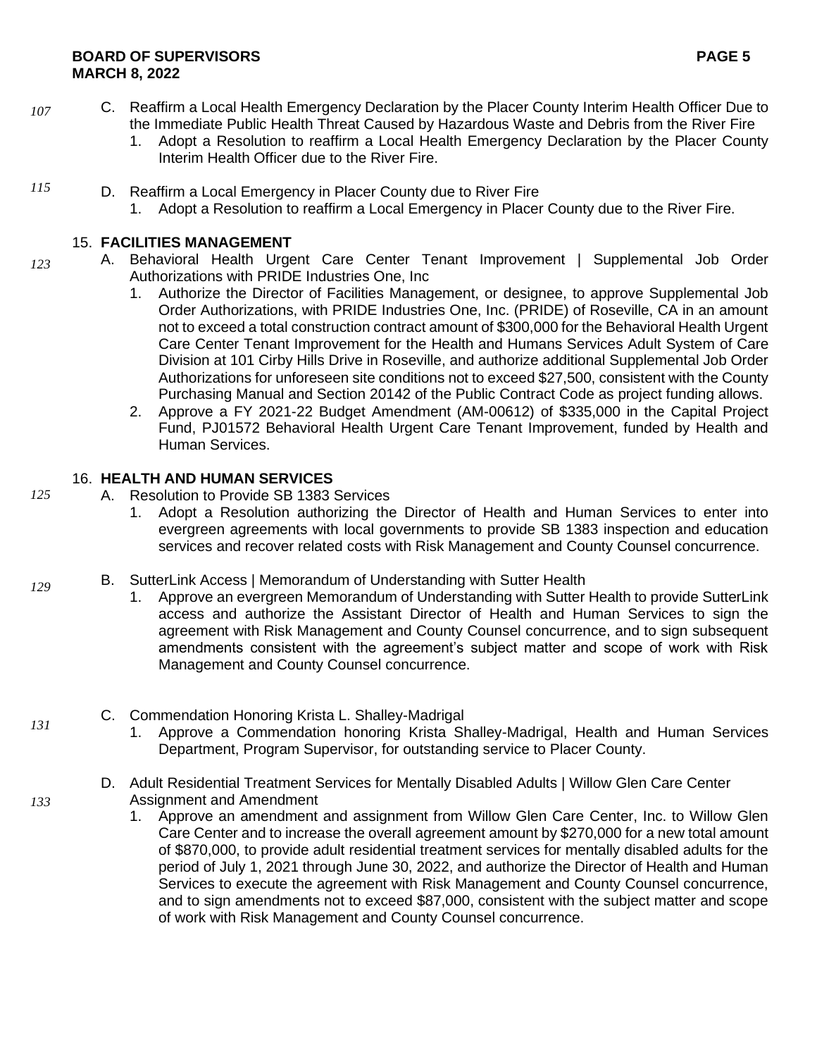107

C. Reaffirm a Local Health Emergency Declaration by the Placer County Interim Health Officer Due to the Immediate Public Health Threat Caused by Hazardous Waste and Debris from the River Fire
   1. Adopt a Resolution to reaffirm a Local Health Emergency Declaration by the Placer County Interim Health Officer due to the River Fire.

115

D. Reaffirm a Local Emergency in Placer County due to River Fire
   1. Adopt a Resolution to reaffirm a Local Emergency in Placer County due to the River Fire.

15. **FACILITIES MANAGEMENT**

123

A. Behavioral Health Urgent Care Center Tenant Improvement | Supplemental Job Order Authorizations with PRIDE Industries One, Inc
   1. Authorize the Director of Facilities Management, or designee, to approve Supplemental Job Order Authorizations, with PRIDE Industries One, Inc. (PRIDE) of Roseville, CA in an amount not to exceed a total construction contract amount of $300,000 for the Behavioral Health Urgent Care Center Tenant Improvement for the Health and Humans Services Adult System of Care Division at 101 Cirby Hills Drive in Roseville, and authorize additional Supplemental Job Order Authorizations for unforeseen site conditions not to exceed $27,500, consistent with the County Purchasing Manual and Section 20142 of the Public Contract Code as project funding allows.
   2. Approve a FY 2021-22 Budget Amendment (AM-00612) of $335,000 in the Capital Project Fund, PJ01572 Behavioral Health Urgent Care Tenant Improvement, funded by Health and Human Services.

16. **HEALTH AND HUMAN SERVICES**

125

A. Resolution to Provide SB 1383 Services
   1. Adopt a Resolution authorizing the Director of Health and Human Services to enter into evergreen agreements with local governments to provide SB 1383 inspection and education services and recover related costs with Risk Management and County Counsel concurrence.

129

B. SutterLink Access | Memorandum of Understanding with Sutter Health
   1. Approve an evergreen Memorandum of Understanding with Sutter Health to provide SutterLink access and authorize the Assistant Director of Health and Human Services to sign the agreement with Risk Management and County Counsel concurrence, and to sign subsequent amendments consistent with the agreement's subject matter and scope of work with Risk Management and County Counsel concurrence.

131

C. Commendation Honoring Krista L. Shalley-Madrigal
   1. Approve a Commendation honoring Krista Shalley-Madrigal, Health and Human Services Department, Program Supervisor, for outstanding service to Placer County.

133

D. Adult Residential Treatment Services for Mentally Disabled Adults | Willow Glen Care Center Assignment and Amendment
   1. Approve an amendment and assignment from Willow Glen Care Center, Inc. to Willow Glen Care Center and to increase the overall agreement amount by $270,000 for a new total amount of $870,000, to provide adult residential treatment services for mentally disabled adults for the period of July 1, 2021 through June 30, 2022, and authorize the Director of Health and Human Services to execute the agreement with Risk Management and County Counsel concurrence, and to sign amendments not to exceed $87,000, consistent with the subject matter and scope of work with Risk Management and County Counsel concurrence.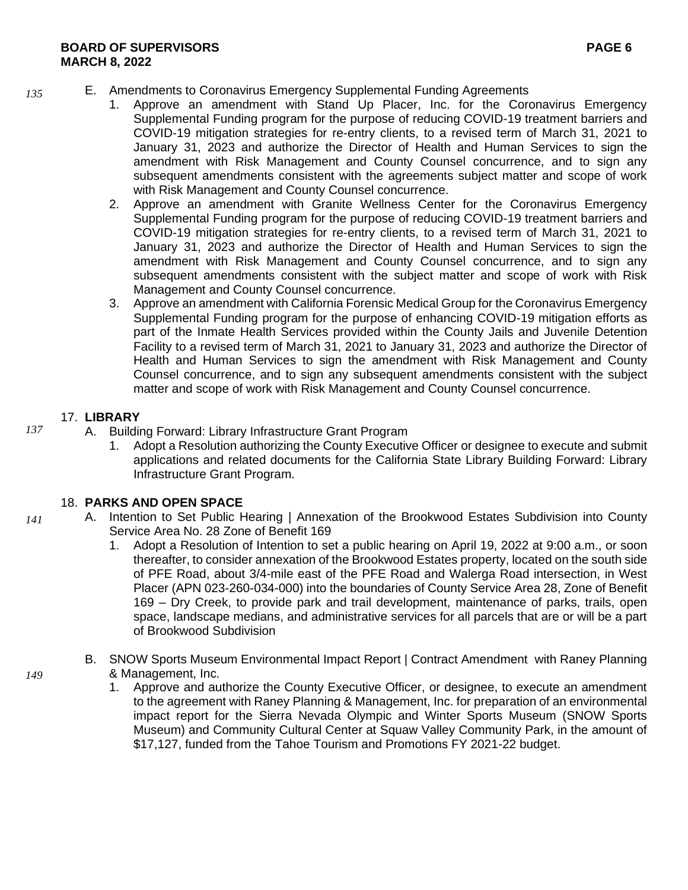E. Amendments to Coronavirus Emergency Supplemental Funding Agreements
   1. Approve an amendment with Stand Up Placer, Inc. for the Coronavirus Emergency Supplemental Funding program for the purpose of reducing COVID-19 treatment barriers and COVID-19 mitigation strategies for re-entry clients, to a revised term of March 31, 2021 to January 31, 2023 and authorize the Director of Health and Human Services to sign the amendment with Risk Management and County Counsel concurrence, and to sign any subsequent amendments consistent with the agreements subject matter and scope of work with Risk Management and County Counsel concurrence.
   2. Approve an amendment with Granite Wellness Center for the Coronavirus Emergency Supplemental Funding program for the purpose of reducing COVID-19 treatment barriers and COVID-19 mitigation strategies for re-entry clients, to a revised term of March 31, 2021 to January 31, 2023 and authorize the Director of Health and Human Services to sign the amendment with Risk Management and County Counsel concurrence, and to sign any subsequent amendments consistent with the subject matter and scope of work with Risk Management and County Counsel concurrence.
   3. Approve an amendment with California Forensic Medical Group for the Coronavirus Emergency Supplemental Funding program for the purpose of enhancing COVID-19 mitigation efforts as part of the Inmate Health Services provided within the County Jails and Juvenile Detention Facility to a revised term of March 31, 2021 to January 31, 2023 and authorize the Director of Health and Human Services to sign the amendment with Risk Management and County Counsel concurrence, and to sign any subsequent amendments consistent with the subject matter and scope of work with Risk Management and County Counsel concurrence.

17. **LIBRARY**

A. Building Forward: Library Infrastructure Grant Program
   1. Adopt a Resolution authorizing the County Executive Officer or designee to execute and submit applications and related documents for the California State Library Building Forward: Library Infrastructure Grant Program.

18. **PARKS AND OPEN SPACE**

A. Intention to Set Public Hearing | Annexation of the Brookwood Estates Subdivision into County Service Area No. 28 Zone of Benefit 169
   1. Adopt a Resolution of Intention to set a public hearing on April 19, 2022 at 9:00 a.m., or soon thereafter, to consider annexation of the Brookwood Estates property, located on the south side of PFE Road, about 3/4-mile east of the PFE Road and Walerga Road intersection, in West Placer (APN 023-260-034-000) into the boundaries of County Service Area 28, Zone of Benefit 169 – Dry Creek, to provide park and trail development, maintenance of parks, trails, open space, landscape medians, and administrative services for all parcels that are or will be a part of Brookwood Subdivision

B. SNOW Sports Museum Environmental Impact Report | Contract Amendment with Raney Planning & Management, Inc.
   1. Approve and authorize the County Executive Officer, or designee, to execute an amendment to the agreement with Raney Planning & Management, Inc. for preparation of an environmental impact report for the Sierra Nevada Olympic and Winter Sports Museum (SNOW Sports Museum) and Community Cultural Center at Squaw Valley Community Park, in the amount of $17,127, funded from the Tahoe Tourism and Promotions FY 2021-22 budget.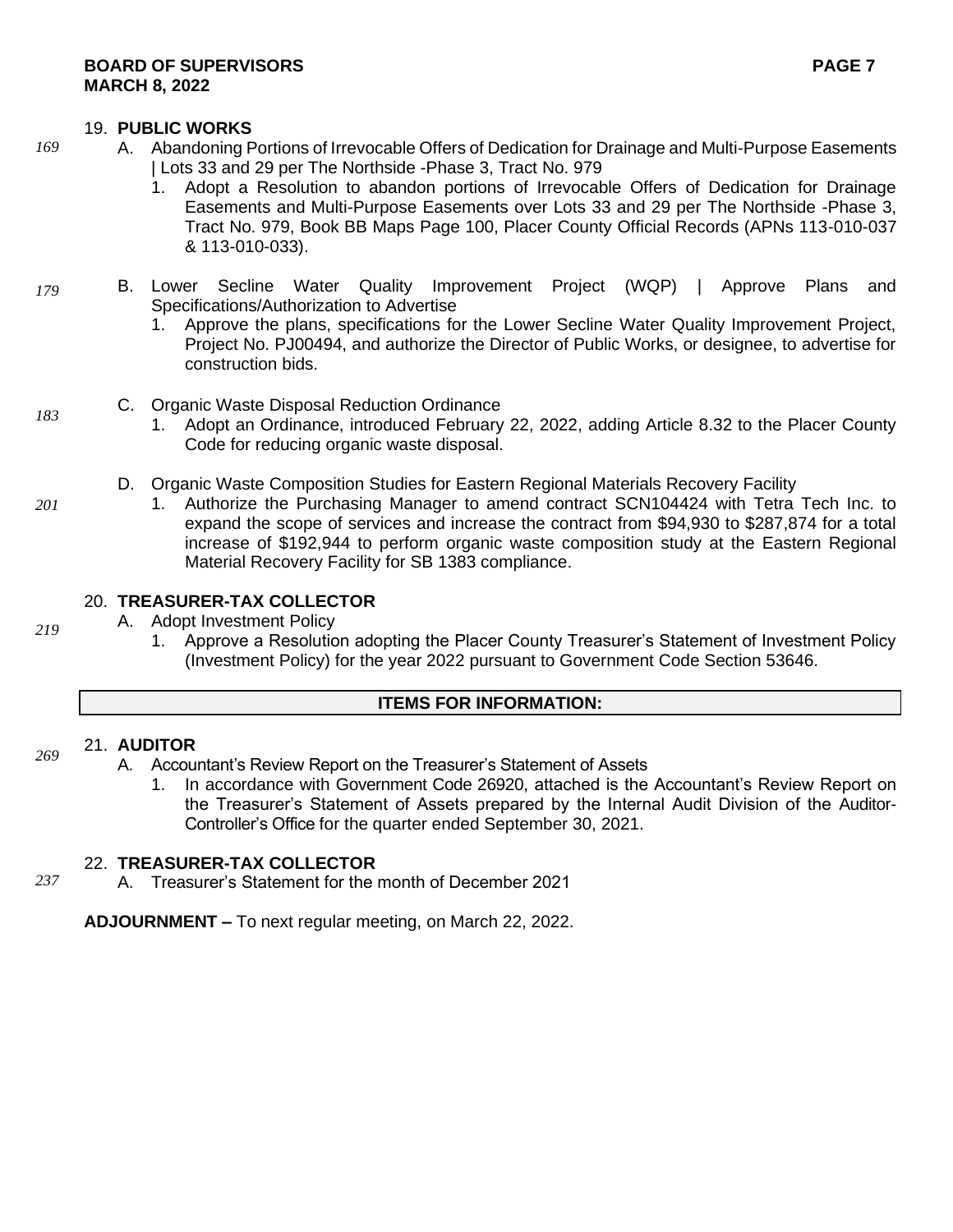19. **PUBLIC WORKS**

*169*

A. Abandoning Portions of Irrevocable Offers of Dedication for Drainage and Multi-Purpose Easements | Lots 33 and 29 per The Northside -Phase 3, Tract No. 979

1. Adopt a Resolution to abandon portions of Irrevocable Offers of Dedication for Drainage Easements and Multi-Purpose Easements over Lots 33 and 29 per The Northside -Phase 3, Tract No. 979, Book BB Maps Page 100, Placer County Official Records (APNs 113-010-037 & 113-010-033).

*179*

B. Lower Secline Water Quality Improvement Project (WQP) | Approve Plans and Specifications/Authorization to Advertise

1. Approve the plans, specifications for the Lower Secline Water Quality Improvement Project, Project No. PJ00494, and authorize the Director of Public Works, or designee, to advertise for construction bids.

*183*

C. Organic Waste Disposal Reduction Ordinance

1. Adopt an Ordinance, introduced February 22, 2022, adding Article 8.32 to the Placer County Code for reducing organic waste disposal.

*201*

D. Organic Waste Composition Studies for Eastern Regional Materials Recovery Facility

1. Authorize the Purchasing Manager to amend contract SCN104424 with Tetra Tech Inc. to expand the scope of services and increase the contract from $94,930 to $287,874 for a total increase of $192,944 to perform organic waste composition study at the Eastern Regional Material Recovery Facility for SB 1383 compliance.

20. **TREASURER-TAX COLLECTOR**

*219*

A. Adopt Investment Policy

1. Approve a Resolution adopting the Placer County Treasurer's Statement of Investment Policy (Investment Policy) for the year 2022 pursuant to Government Code Section 53646.

## ITEMS FOR INFORMATION:

*269*

21. **AUDITOR**

A. Accountant's Review Report on the Treasurer's Statement of Assets

1. In accordance with Government Code 26920, attached is the Accountant's Review Report on the Treasurer's Statement of Assets prepared by the Internal Audit Division of the Auditor-Controller's Office for the quarter ended September 30, 2021.

22. **TREASURER-TAX COLLECTOR**

*237*

A. Treasurer's Statement for the month of December 2021

**ADJOURNMENT –** To next regular meeting, on March 22, 2022.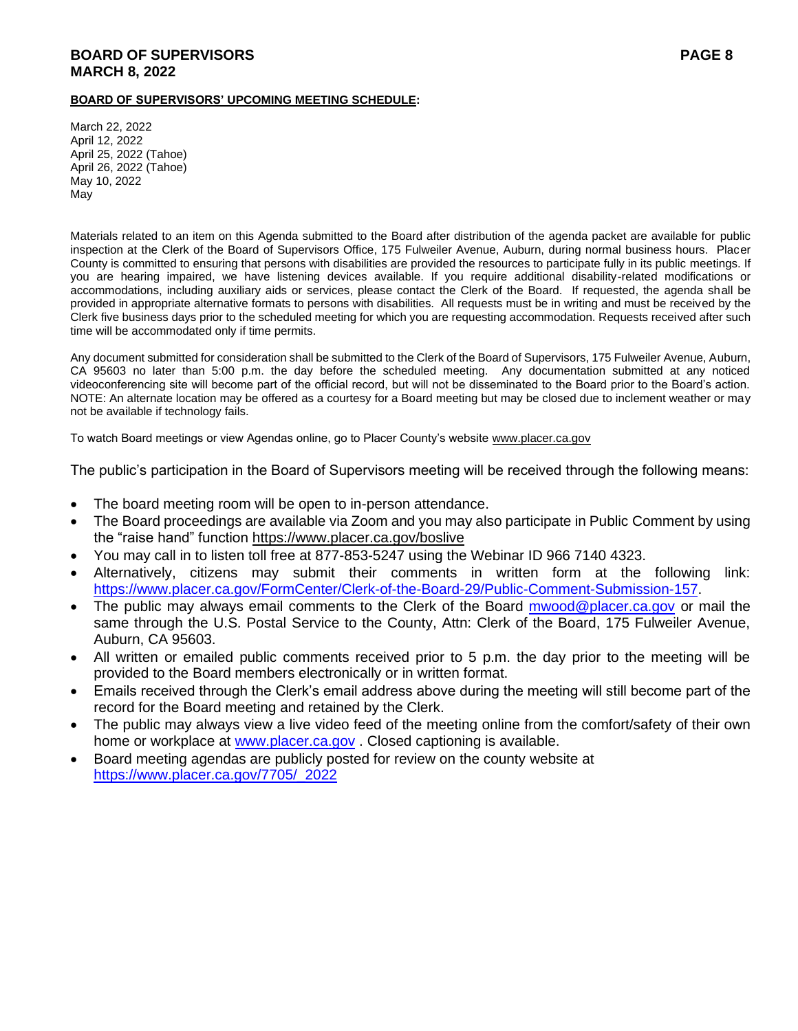**BOARD OF SUPERVISORS' UPCOMING MEETING SCHEDULE:**

March 22, 2022
April 12, 2022
April 25, 2022 (Tahoe)
April 26, 2022 (Tahoe)
May 10, 2022
May

Materials related to an item on this Agenda submitted to the Board after distribution of the agenda packet are available for public inspection at the Clerk of the Board of Supervisors Office, 175 Fulweiler Avenue, Auburn, during normal business hours. Placer County is committed to ensuring that persons with disabilities are provided the resources to participate fully in its public meetings. If you are hearing impaired, we have listening devices available. If you require additional disability-related modifications or accommodations, including auxiliary aids or services, please contact the Clerk of the Board. If requested, the agenda shall be provided in appropriate alternative formats to persons with disabilities. All requests must be in writing and must be received by the Clerk five business days prior to the scheduled meeting for which you are requesting accommodation. Requests received after such time will be accommodated only if time permits.

Any document submitted for consideration shall be submitted to the Clerk of the Board of Supervisors, 175 Fulweiler Avenue, Auburn, CA 95603 no later than 5:00 p.m. the day before the scheduled meeting. Any documentation submitted at any noticed videoconferencing site will become part of the official record, but will not be disseminated to the Board prior to the Board's action. NOTE: An alternate location may be offered as a courtesy for a Board meeting but may be closed due to inclement weather or may not be available if technology fails.

To watch Board meetings or view Agendas online, go to Placer County's website www.placer.ca.gov

The public's participation in the Board of Supervisors meeting will be received through the following means:

- The board meeting room will be open to in-person attendance.
- The Board proceedings are available via Zoom and you may also participate in Public Comment by using the "raise hand" function https://www.placer.ca.gov/boslive
- You may call in to listen toll free at 877-853-5247 using the Webinar ID 966 7140 4323.
- Alternatively, citizens may submit their comments in written form at the following link: https://www.placer.ca.gov/FormCenter/Clerk-of-the-Board-29/Public-Comment-Submission-157.
- The public may always email comments to the Clerk of the Board mwood@placer.ca.gov or mail the same through the U.S. Postal Service to the County, Attn: Clerk of the Board, 175 Fulweiler Avenue, Auburn, CA 95603.
- All written or emailed public comments received prior to 5 p.m. the day prior to the meeting will be provided to the Board members electronically or in written format.
- Emails received through the Clerk's email address above during the meeting will still become part of the record for the Board meeting and retained by the Clerk.
- The public may always view a live video feed of the meeting online from the comfort/safety of their own home or workplace at www.placer.ca.gov . Closed captioning is available.
- Board meeting agendas are publicly posted for review on the county website at https://www.placer.ca.gov/7705/_2022